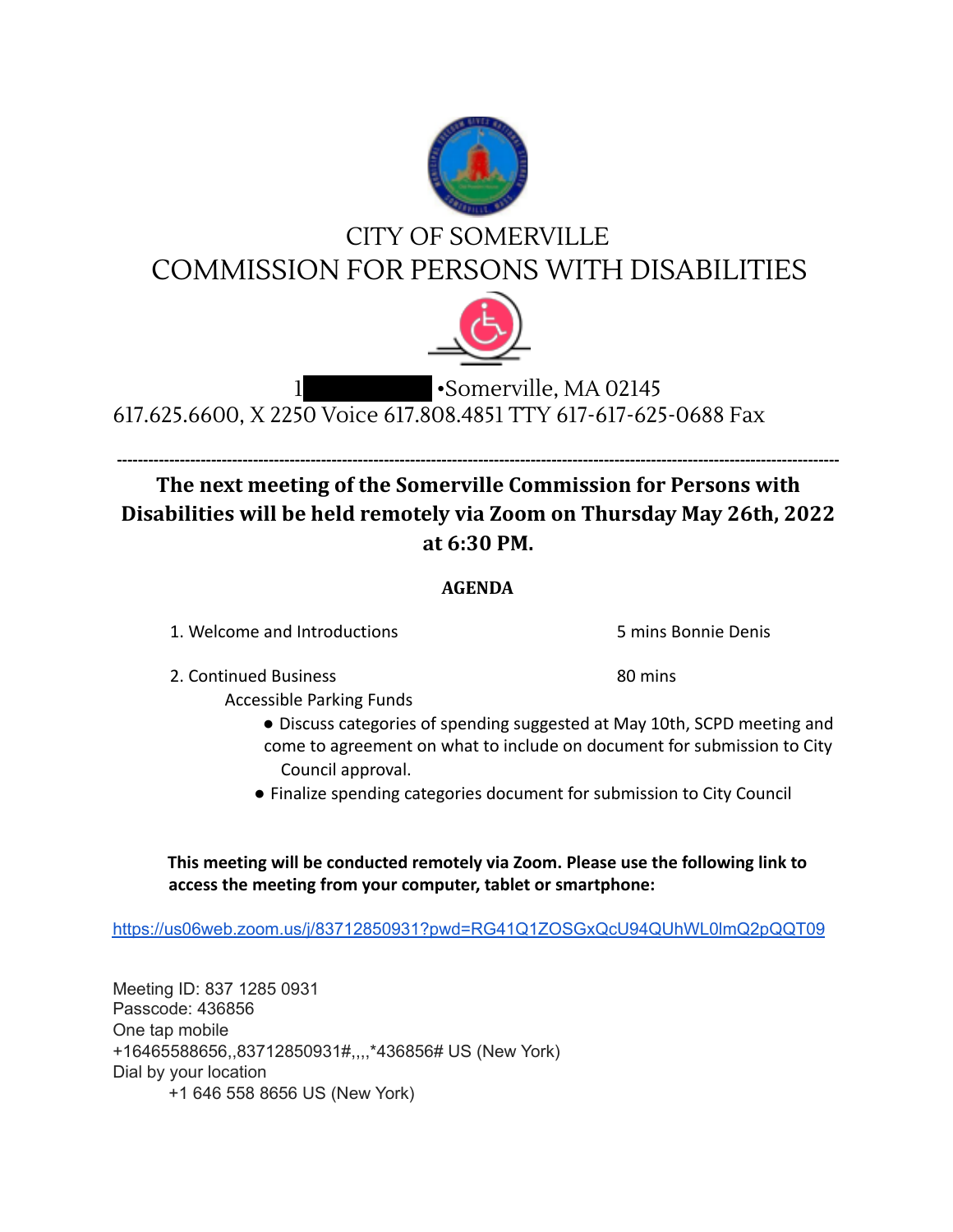# CITY OF SOMERVILLE

# COMMISSION FOR PERSONS WITH DISABILITIES

1 •Somerville, MA 02145

617.625.6600, X 2250 Voice 617.808.4851 TTY 617-617-625-0688 Fax

---

**The next meeting of the Somerville Commission for Persons with Disabilities will be held remotely via Zoom on Thursday May 26th, 2022 at 6:30 PM.**

**AGENDA**

1. Welcome and Introductions — 5 mins Bonnie Denis

2. Continued Business — 80 mins

   Accessible Parking Funds

   - Discuss categories of spending suggested at May 10th, SCPD meeting and come to agreement on what to include on document for submission to City Council approval.
   - Finalize spending categories document for submission to City Council

**This meeting will be conducted remotely via Zoom. Please use the following link to access the meeting from your computer, tablet or smartphone:**

https://us06web.zoom.us/j/83712850931?pwd=RG41Q1ZOSGxQcU94QUhWL0lmQ2pQQT09

Meeting ID: 837 1285 0931
Passcode: 436856
One tap mobile
+16465588656,,83712850931#,,,,*436856# US (New York)
Dial by your location
+1 646 558 8656 US (New York)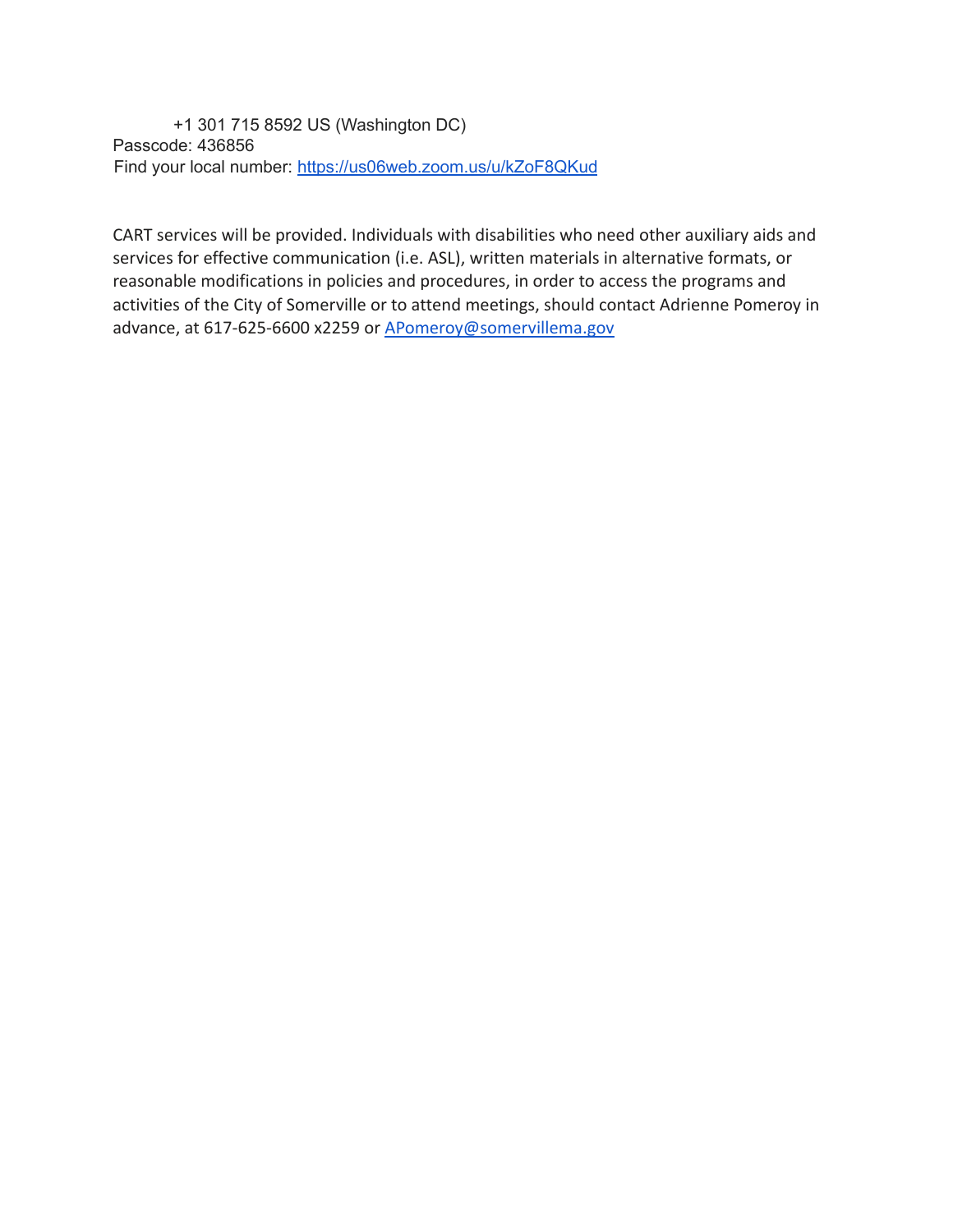+1 301 715 8592 US (Washington DC)
Passcode: 436856
Find your local number: https://us06web.zoom.us/u/kZoF8QKud

CART services will be provided. Individuals with disabilities who need other auxiliary aids and services for effective communication (i.e. ASL), written materials in alternative formats, or reasonable modifications in policies and procedures, in order to access the programs and activities of the City of Somerville or to attend meetings, should contact Adrienne Pomeroy in advance, at 617-625-6600 x2259 or APomeroy@somervillema.gov